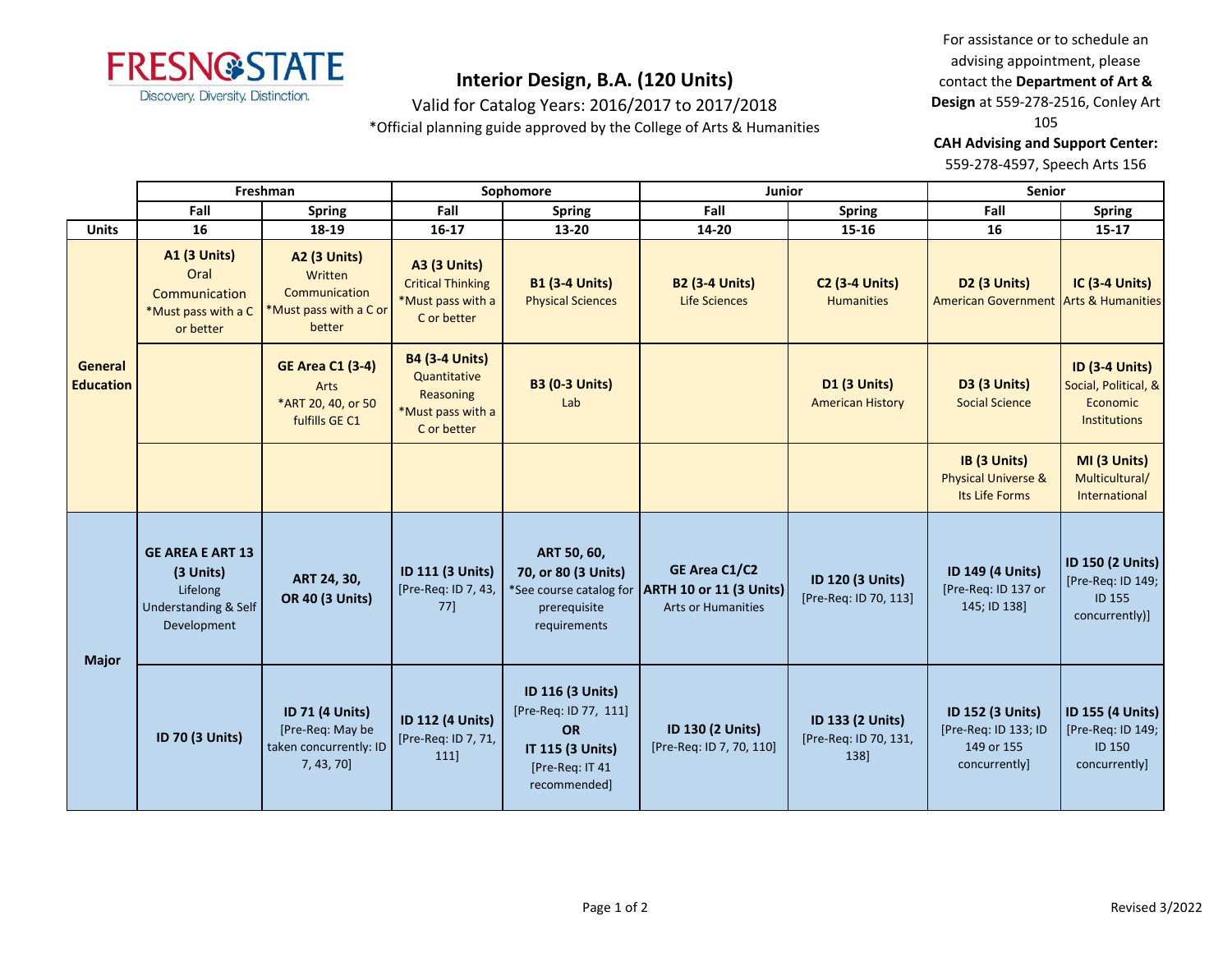FRESNO STATE
Discovery. Diversity. Distinction.

# Interior Design, B.A. (120 Units)

Valid for Catalog Years: 2016/2017 to 2017/2018

*Official planning guide approved by the College of Arts & Humanities

For assistance or to schedule an advising appointment, please contact the **Department of Art & Design** at 559-278-2516, Conley Art 105

**CAH Advising and Support Center:** 559-278-4597, Speech Arts 156

| | Freshman | | Sophomore | | Junior | | Senior | |
|---|---|---|---|---|---|---|---|---|
| | Fall | Spring | Fall | Spring | Fall | Spring | Fall | Spring |
| **Units** | 16 | 18-19 | 16-17 | 13-20 | 14-20 | 15-16 | 16 | 15-17 |
| **General Education** | **A1 (3 Units)** Oral Communication *Must pass with a C or better | **A2 (3 Units)** Written Communication *Must pass with a C or better | **A3 (3 Units)** Critical Thinking *Must pass with a C or better | **B1 (3-4 Units)** Physical Sciences | **B2 (3-4 Units)** Life Sciences | **C2 (3-4 Units)** Humanities | **D2 (3 Units)** American Government | **IC (3-4 Units)** Arts & Humanities |
| | | **GE Area C1 (3-4)** Arts *ART 20, 40, or 50 fulfills GE C1 | **B4 (3-4 Units)** Quantitative Reasoning *Must pass with a C or better | **B3 (0-3 Units)** Lab | | **D1 (3 Units)** American History | **D3 (3 Units)** Social Science | **ID (3-4 Units)** Social, Political, & Economic Institutions |
| | | | | | | | **IB (3 Units)** Physical Universe & Its Life Forms | **MI (3 Units)** Multicultural/ International |
| **Major** | **GE AREA E ART 13 (3 Units)** Lifelong Understanding & Self Development | **ART 24, 30, OR 40 (3 Units)** | **ID 111 (3 Units)** [Pre-Req: ID 7, 43, 77] | **ART 50, 60, 70, or 80 (3 Units)** *See course catalog for prerequisite requirements | **GE Area C1/C2 ARTH 10 or 11 (3 Units)** Arts or Humanities | **ID 120 (3 Units)** [Pre-Req: ID 70, 113] | **ID 149 (4 Units)** [Pre-Req: ID 137 or 145; ID 138] | **ID 150 (2 Units)** [Pre-Req: ID 149; ID 155 concurrently)] |
| | **ID 70 (3 Units)** | **ID 71 (4 Units)** [Pre-Req: May be taken concurrently: ID 7, 43, 70] | **ID 112 (4 Units)** [Pre-Req: ID 7, 71, 111] | **ID 116 (3 Units)** [Pre-Req: ID 77, 111] **OR** **IT 115 (3 Units)** [Pre-Req: IT 41 recommended] | **ID 130 (2 Units)** [Pre-Req: ID 7, 70, 110] | **ID 133 (2 Units)** [Pre-Req: ID 70, 131, 138] | **ID 152 (3 Units)** [Pre-Req: ID 133; ID 149 or 155 concurrently] | **ID 155 (4 Units)** [Pre-Req: ID 149; ID 150 concurrently] |

Revised 3/2022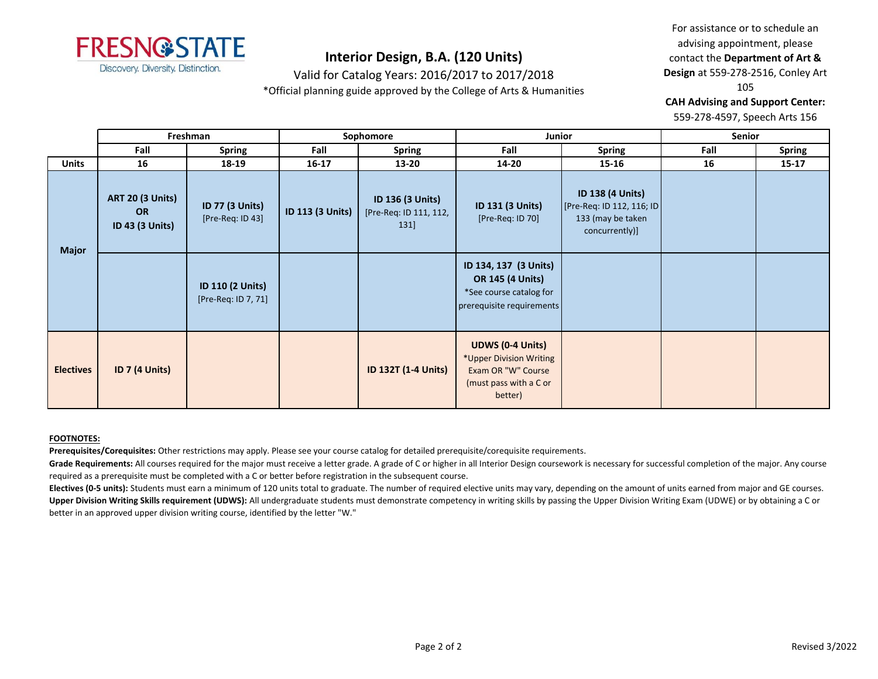# Interior Design, B.A. (120 Units)

Valid for Catalog Years: 2016/2017 to 2017/2018

*Official planning guide approved by the College of Arts & Humanities

For assistance or to schedule an advising appointment, please contact the **Department of Art & Design** at 559-278-2516, Conley Art 105

**CAH Advising and Support Center:** 559-278-4597, Speech Arts 156

| | Freshman | | Sophomore | | Junior | | Senior | |
|---|---|---|---|---|---|---|---|---|
| | Fall | Spring | Fall | Spring | Fall | Spring | Fall | Spring |
| **Units** | 16 | 18-19 | 16-17 | 13-20 | 14-20 | 15-16 | 16 | 15-17 |
| **Major** | **ART 20 (3 Units) OR ID 43 (3 Units)** | **ID 77 (3 Units)** [Pre-Req: ID 43] | **ID 113 (3 Units)** | **ID 136 (3 Units)** [Pre-Req: ID 111, 112, 131] | **ID 131 (3 Units)** [Pre-Req: ID 70] | **ID 138 (4 Units)** [Pre-Req: ID 112, 116; ID 133 (may be taken concurrently)] | | |
| **Major** | | **ID 110 (2 Units)** [Pre-Req: ID 7, 71] | | | **ID 134, 137 (3 Units) OR 145 (4 Units)** *See course catalog for prerequisite requirements | | | |
| **Electives** | **ID 7 (4 Units)** | | | **ID 132T (1-4 Units)** | **UDWS (0-4 Units)** *Upper Division Writing Exam OR "W" Course (must pass with a C or better) | | | |

**FOOTNOTES:**

**Prerequisites/Corequisites:** Other restrictions may apply. Please see your course catalog for detailed prerequisite/corequisite requirements.

**Grade Requirements:** All courses required for the major must receive a letter grade. A grade of C or higher in all Interior Design coursework is necessary for successful completion of the major. Any course required as a prerequisite must be completed with a C or better before registration in the subsequent course.

**Electives (0-5 units):** Students must earn a minimum of 120 units total to graduate. The number of required elective units may vary, depending on the amount of units earned from major and GE courses.

**Upper Division Writing Skills requirement (UDWS):** All undergraduate students must demonstrate competency in writing skills by passing the Upper Division Writing Exam (UDWE) or by obtaining a C or better in an approved upper division writing course, identified by the letter "W."

Revised 3/2022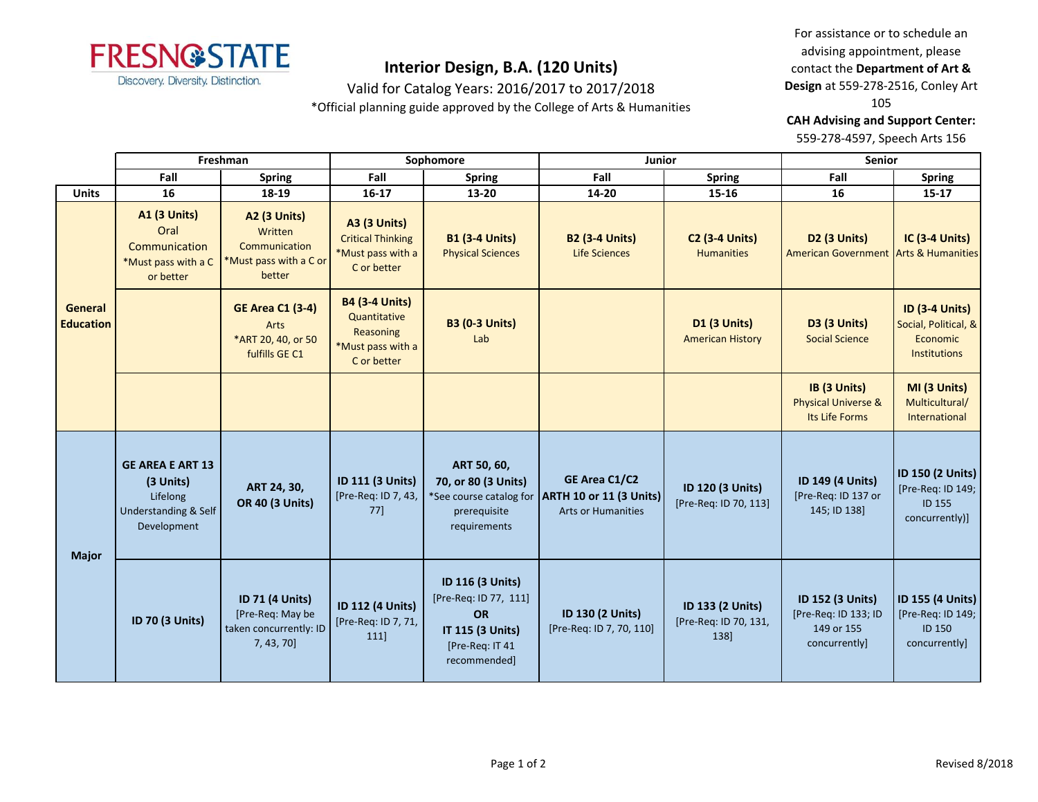# Interior Design, B.A. (120 Units)

Valid for Catalog Years: 2016/2017 to 2017/2018

*Official planning guide approved by the College of Arts & Humanities

For assistance or to schedule an advising appointment, please contact the **Department of Art & Design** at 559-278-2516, Conley Art 105

**CAH Advising and Support Center:** 559-278-4597, Speech Arts 156

| | Freshman | | Sophomore | | Junior | | Senior | |
|---|---|---|---|---|---|---|---|---|
| | **Fall** | **Spring** | **Fall** | **Spring** | **Fall** | **Spring** | **Fall** | **Spring** |
| **Units** | **16** | **18-19** | **16-17** | **13-20** | **14-20** | **15-16** | **16** | **15-17** |
| **General Education** | **A1 (3 Units)** Oral Communication *Must pass with a C or better | **A2 (3 Units)** Written Communication *Must pass with a C or better | **A3 (3 Units)** Critical Thinking *Must pass with a C or better | **B1 (3-4 Units)** Physical Sciences | **B2 (3-4 Units)** Life Sciences | **C2 (3-4 Units)** Humanities | **D2 (3 Units)** American Government | **IC (3-4 Units)** Arts & Humanities |
| | | **GE Area C1 (3-4)** Arts *ART 20, 40, or 50 fulfills GE C1 | **B4 (3-4 Units)** Quantitative Reasoning *Must pass with a C or better | **B3 (0-3 Units)** Lab | | **D1 (3 Units)** American History | **D3 (3 Units)** Social Science | **ID (3-4 Units)** Social, Political, & Economic Institutions |
| | | | | | | | **IB (3 Units)** Physical Universe & Its Life Forms | **MI (3 Units)** Multicultural/ International |
| **Major** | **GE AREA E ART 13 (3 Units)** Lifelong Understanding & Self Development | **ART 24, 30, OR 40 (3 Units)** | **ID 111 (3 Units)** [Pre-Req: ID 7, 43, 77] | **ART 50, 60, 70, or 80 (3 Units)** *See course catalog for prerequisite requirements | **GE Area C1/C2 ARTH 10 or 11 (3 Units)** Arts or Humanities | **ID 120 (3 Units)** [Pre-Req: ID 70, 113] | **ID 149 (4 Units)** [Pre-Req: ID 137 or 145; ID 138] | **ID 150 (2 Units)** [Pre-Req: ID 149; ID 155 concurrently)] |
| | **ID 70 (3 Units)** | **ID 71 (4 Units)** [Pre-Req: May be taken concurrently: ID 7, 43, 70] | **ID 112 (4 Units)** [Pre-Req: ID 7, 71, 111] | **ID 116 (3 Units)** [Pre-Req: ID 77, 111] **OR** **IT 115 (3 Units)** [Pre-Req: IT 41 recommended] | **ID 130 (2 Units)** [Pre-Req: ID 7, 70, 110] | **ID 133 (2 Units)** [Pre-Req: ID 70, 131, 138] | **ID 152 (3 Units)** [Pre-Req: ID 133; ID 149 or 155 concurrently] | **ID 155 (4 Units)** [Pre-Req: ID 149; ID 150 concurrently] |

Revised 8/2018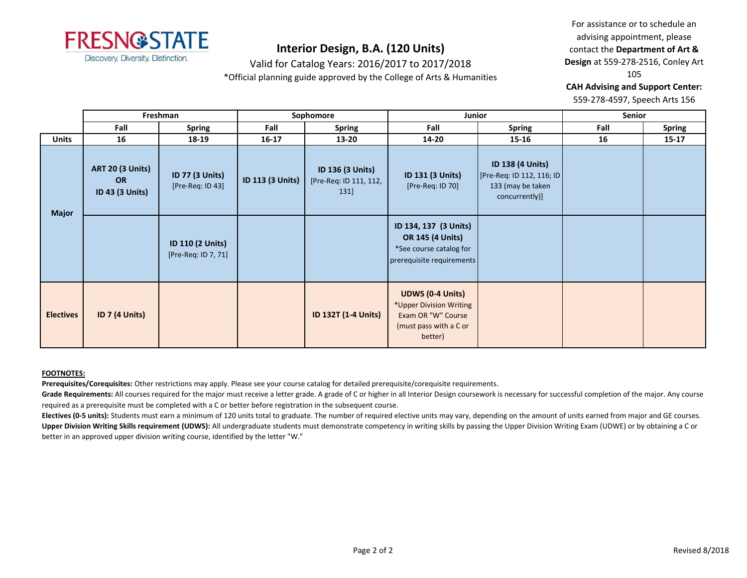# Interior Design, B.A. (120 Units)

Valid for Catalog Years: 2016/2017 to 2017/2018

*Official planning guide approved by the College of Arts & Humanities

For assistance or to schedule an advising appointment, please contact the **Department of Art & Design** at 559-278-2516, Conley Art 105

**CAH Advising and Support Center:** 559-278-4597, Speech Arts 156

| | Freshman | | Sophomore | | Junior | | Senior | |
|---|---|---|---|---|---|---|---|---|
| | **Fall** | **Spring** | **Fall** | **Spring** | **Fall** | **Spring** | **Fall** | **Spring** |
| **Units** | **16** | **18-19** | **16-17** | **13-20** | **14-20** | **15-16** | **16** | **15-17** |
| **Major** | **ART 20 (3 Units) OR ID 43 (3 Units)** | **ID 77 (3 Units)** [Pre-Req: ID 43] | **ID 113 (3 Units)** | **ID 136 (3 Units)** [Pre-Req: ID 111, 112, 131] | **ID 131 (3 Units)** [Pre-Req: ID 70] | **ID 138 (4 Units)** [Pre-Req: ID 112, 116; ID 133 (may be taken concurrently)] | | |
| **Major** | | **ID 110 (2 Units)** [Pre-Req: ID 7, 71] | | | **ID 134, 137 (3 Units) OR 145 (4 Units)** *See course catalog for prerequisite requirements | | | |
| **Electives** | **ID 7 (4 Units)** | | | **ID 132T (1-4 Units)** | **UDWS (0-4 Units)** *Upper Division Writing Exam OR "W" Course (must pass with a C or better) | | | |

**FOOTNOTES:**

**Prerequisites/Corequisites:** Other restrictions may apply. Please see your course catalog for detailed prerequisite/corequisite requirements.

**Grade Requirements:** All courses required for the major must receive a letter grade. A grade of C or higher in all Interior Design coursework is necessary for successful completion of the major. Any course required as a prerequisite must be completed with a C or better before registration in the subsequent course.

**Electives (0-5 units):** Students must earn a minimum of 120 units total to graduate. The number of required elective units may vary, depending on the amount of units earned from major and GE courses.

**Upper Division Writing Skills requirement (UDWS):** All undergraduate students must demonstrate competency in writing skills by passing the Upper Division Writing Exam (UDWE) or by obtaining a C or better in an approved upper division writing course, identified by the letter "W."

Revised 8/2018